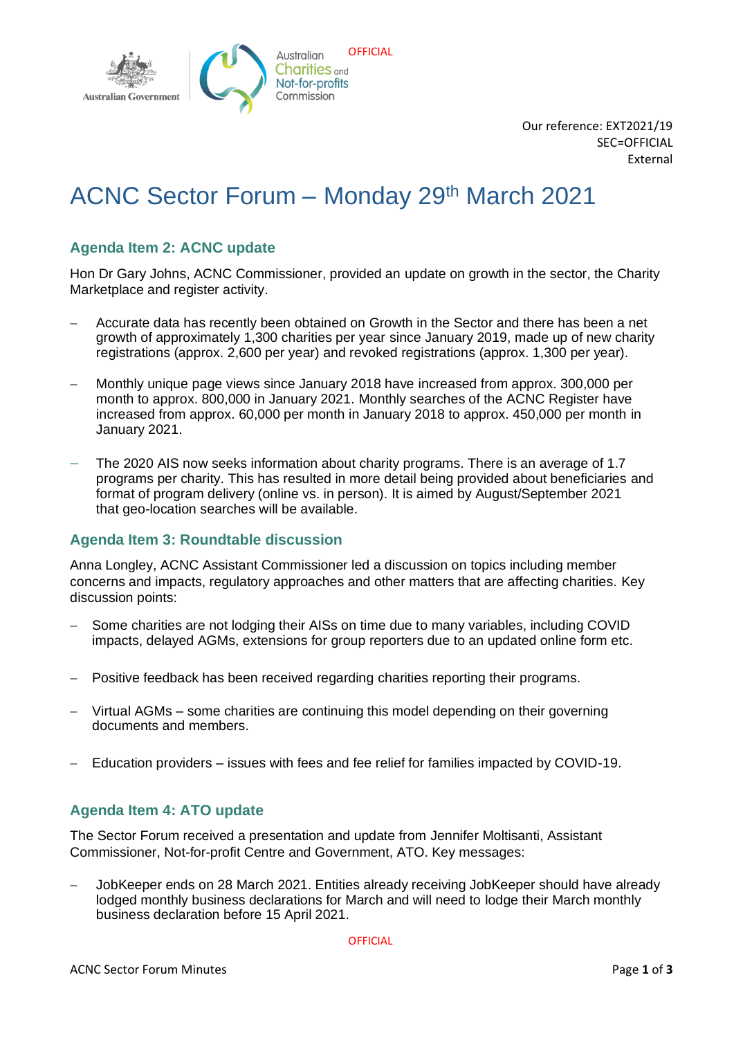OFFICIAL

Our reference: EXT2021/19
SEC=OFFICIAL
External

# ACNC Sector Forum – Monday 29th March 2021

## Agenda Item 2: ACNC update

Hon Dr Gary Johns, ACNC Commissioner, provided an update on growth in the sector, the Charity Marketplace and register activity.

- Accurate data has recently been obtained on Growth in the Sector and there has been a net growth of approximately 1,300 charities per year since January 2019, made up of new charity registrations (approx. 2,600 per year) and revoked registrations (approx. 1,300 per year).
- Monthly unique page views since January 2018 have increased from approx. 300,000 per month to approx. 800,000 in January 2021. Monthly searches of the ACNC Register have increased from approx. 60,000 per month in January 2018 to approx. 450,000 per month in January 2021.
- The 2020 AIS now seeks information about charity programs. There is an average of 1.7 programs per charity. This has resulted in more detail being provided about beneficiaries and format of program delivery (online vs. in person). It is aimed by August/September 2021 that geo-location searches will be available.

## Agenda Item 3: Roundtable discussion

Anna Longley, ACNC Assistant Commissioner led a discussion on topics including member concerns and impacts, regulatory approaches and other matters that are affecting charities. Key discussion points:

- Some charities are not lodging their AISs on time due to many variables, including COVID impacts, delayed AGMs, extensions for group reporters due to an updated online form etc.
- Positive feedback has been received regarding charities reporting their programs.
- Virtual AGMs – some charities are continuing this model depending on their governing documents and members.
- Education providers – issues with fees and fee relief for families impacted by COVID-19.

## Agenda Item 4: ATO update

The Sector Forum received a presentation and update from Jennifer Moltisanti, Assistant Commissioner, Not-for-profit Centre and Government, ATO. Key messages:

- JobKeeper ends on 28 March 2021. Entities already receiving JobKeeper should have already lodged monthly business declarations for March and will need to lodge their March monthly business declaration before 15 April 2021.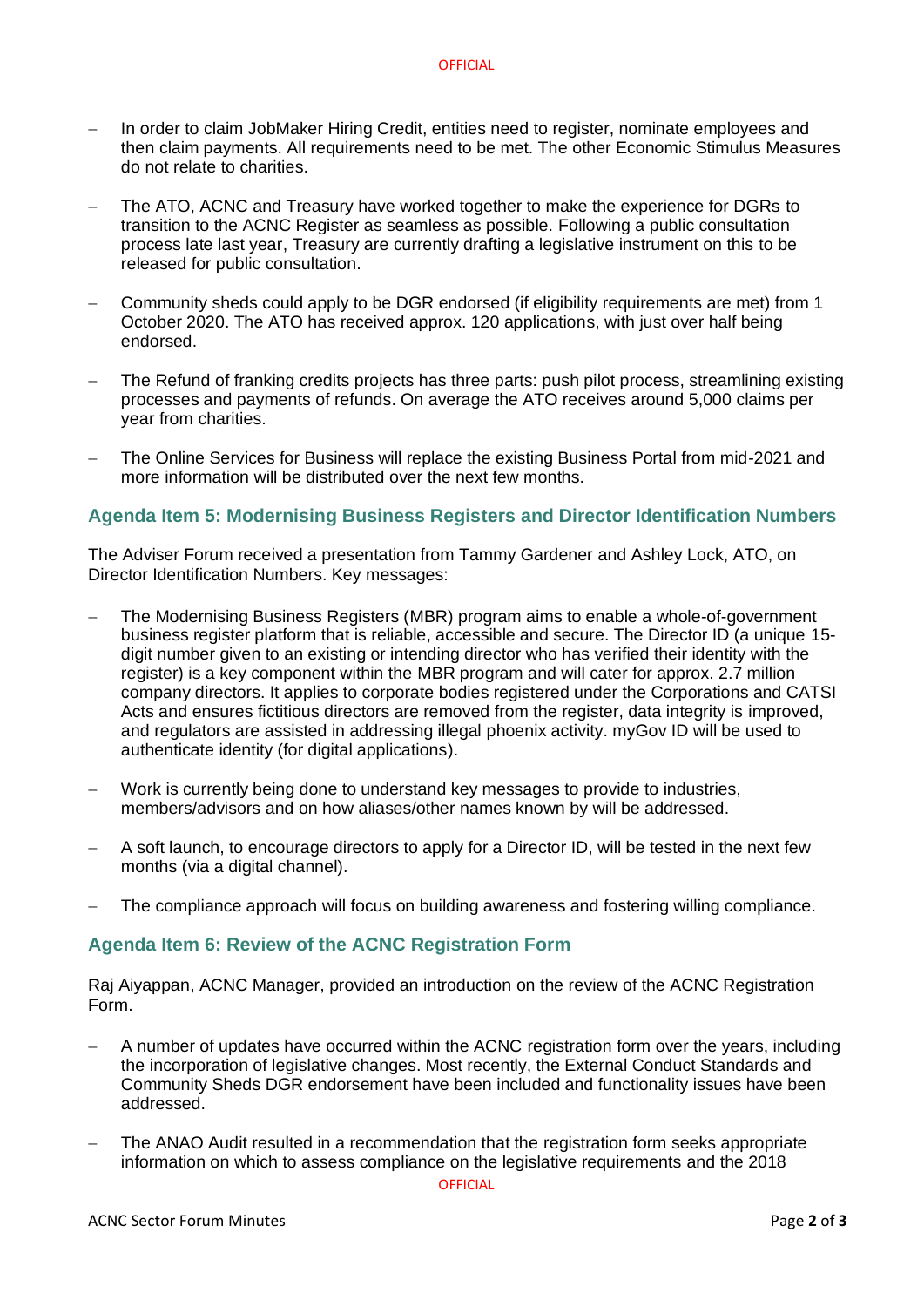- In order to claim JobMaker Hiring Credit, entities need to register, nominate employees and then claim payments. All requirements need to be met. The other Economic Stimulus Measures do not relate to charities.

- The ATO, ACNC and Treasury have worked together to make the experience for DGRs to transition to the ACNC Register as seamless as possible. Following a public consultation process late last year, Treasury are currently drafting a legislative instrument on this to be released for public consultation.

- Community sheds could apply to be DGR endorsed (if eligibility requirements are met) from 1 October 2020. The ATO has received approx. 120 applications, with just over half being endorsed.

- The Refund of franking credits projects has three parts: push pilot process, streamlining existing processes and payments of refunds. On average the ATO receives around 5,000 claims per year from charities.

- The Online Services for Business will replace the existing Business Portal from mid-2021 and more information will be distributed over the next few months.

## Agenda Item 5: Modernising Business Registers and Director Identification Numbers

The Adviser Forum received a presentation from Tammy Gardener and Ashley Lock, ATO, on Director Identification Numbers. Key messages:

- The Modernising Business Registers (MBR) program aims to enable a whole-of-government business register platform that is reliable, accessible and secure. The Director ID (a unique 15-digit number given to an existing or intending director who has verified their identity with the register) is a key component within the MBR program and will cater for approx. 2.7 million company directors. It applies to corporate bodies registered under the Corporations and CATSI Acts and ensures fictitious directors are removed from the register, data integrity is improved, and regulators are assisted in addressing illegal phoenix activity. myGov ID will be used to authenticate identity (for digital applications).

- Work is currently being done to understand key messages to provide to industries, members/advisors and on how aliases/other names known by will be addressed.

- A soft launch, to encourage directors to apply for a Director ID, will be tested in the next few months (via a digital channel).

- The compliance approach will focus on building awareness and fostering willing compliance.

## Agenda Item 6: Review of the ACNC Registration Form

Raj Aiyappan, ACNC Manager, provided an introduction on the review of the ACNC Registration Form.

- A number of updates have occurred within the ACNC registration form over the years, including the incorporation of legislative changes. Most recently, the External Conduct Standards and Community Sheds DGR endorsement have been included and functionality issues have been addressed.

- The ANAO Audit resulted in a recommendation that the registration form seeks appropriate information on which to assess compliance on the legislative requirements and the 2018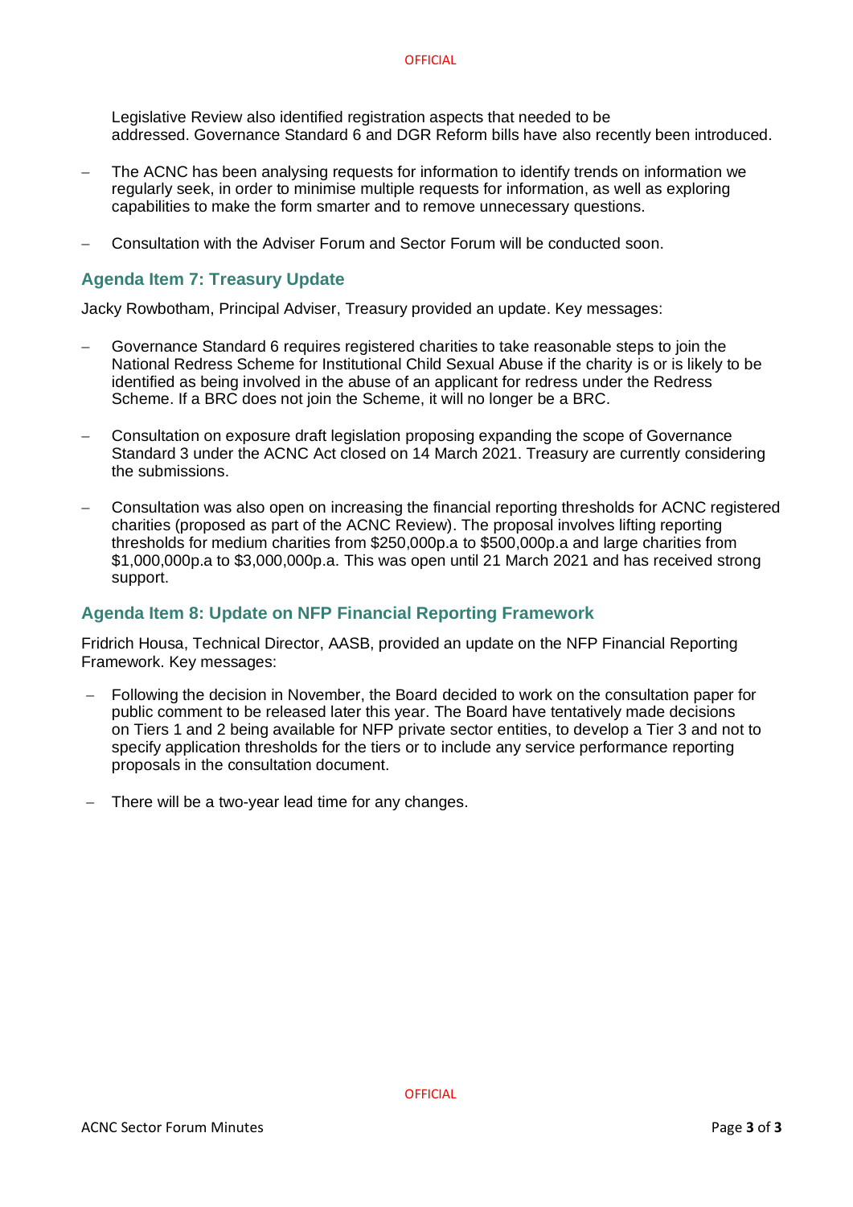Legislative Review also identified registration aspects that needed to be addressed. Governance Standard 6 and DGR Reform bills have also recently been introduced.

- The ACNC has been analysing requests for information to identify trends on information we regularly seek, in order to minimise multiple requests for information, as well as exploring capabilities to make the form smarter and to remove unnecessary questions.
- Consultation with the Adviser Forum and Sector Forum will be conducted soon.

## Agenda Item 7: Treasury Update

Jacky Rowbotham, Principal Adviser, Treasury provided an update. Key messages:

- Governance Standard 6 requires registered charities to take reasonable steps to join the National Redress Scheme for Institutional Child Sexual Abuse if the charity is or is likely to be identified as being involved in the abuse of an applicant for redress under the Redress Scheme. If a BRC does not join the Scheme, it will no longer be a BRC.
- Consultation on exposure draft legislation proposing expanding the scope of Governance Standard 3 under the ACNC Act closed on 14 March 2021. Treasury are currently considering the submissions.
- Consultation was also open on increasing the financial reporting thresholds for ACNC registered charities (proposed as part of the ACNC Review). The proposal involves lifting reporting thresholds for medium charities from $250,000p.a to $500,000p.a and large charities from $1,000,000p.a to $3,000,000p.a. This was open until 21 March 2021 and has received strong support.

## Agenda Item 8: Update on NFP Financial Reporting Framework

Fridrich Housa, Technical Director, AASB, provided an update on the NFP Financial Reporting Framework. Key messages:

- Following the decision in November, the Board decided to work on the consultation paper for public comment to be released later this year. The Board have tentatively made decisions on Tiers 1 and 2 being available for NFP private sector entities, to develop a Tier 3 and not to specify application thresholds for the tiers or to include any service performance reporting proposals in the consultation document.
- There will be a two-year lead time for any changes.